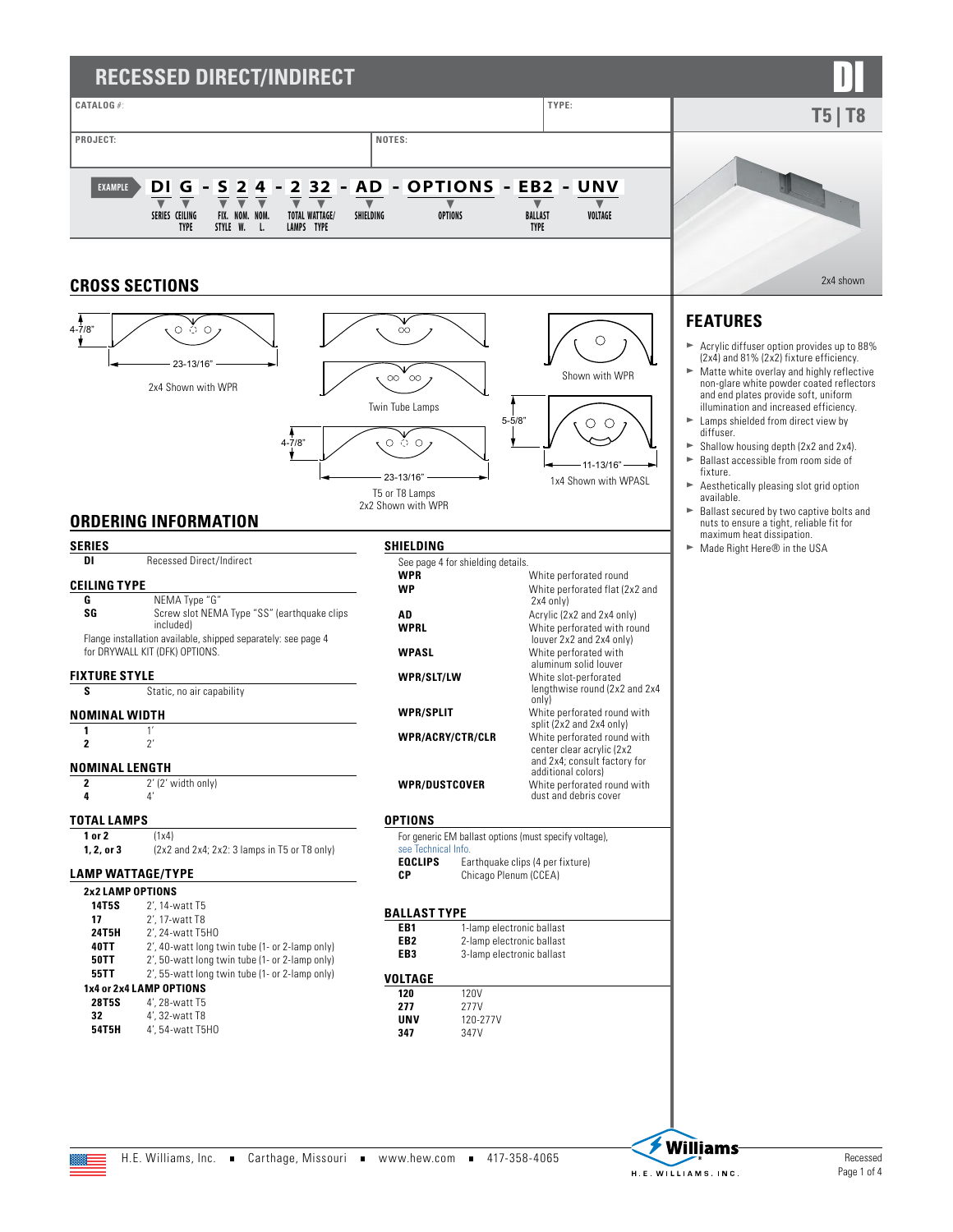# RECESSED DIRECT/INDIRECT

**DI**

**T5 | T8**

| CATALOG #: | TYPE: |
|---|---|
| PROJECT: | NOTES: |

**EXAMPLE** DI G - S 2 4 - 2 32 - AD - OPTIONS - EB2 - UNV

SERIES | CEILING TYPE | FIX. STYLE | NOM. W. | NOM. L. | TOTAL LAMPS | WATTAGE/ TYPE | SHIELDING | OPTIONS | BALLAST TYPE | VOLTAGE

2x4 shown

## CROSS SECTIONS

4-7/8" — 23-13/16"

2x4 Shown with WPR

Twin Tube Lamps

4-7/8" — 23-13/16"

T5 or T8 Lamps
2x2 Shown with WPR

Shown with WPR

5-5/8" — 11-13/16"

1x4 Shown with WPASL

## FEATURES

- Acrylic diffuser option provides up to 88% (2x4) and 81% (2x2) fixture efficiency.
- Matte white overlay and highly reflective non-glare white powder coated reflectors and end plates provide soft, uniform illumination and increased efficiency.
- Lamps shielded from direct view by diffuser.
- Shallow housing depth (2x2 and 2x4).
- Ballast accessible from room side of fixture.
- Aesthetically pleasing slot grid option available.
- Ballast secured by two captive bolts and nuts to ensure a tight, reliable fit for maximum heat dissipation.
- Made Right Here® in the USA

## ORDERING INFORMATION

### SERIES

| | |
|---|---|
| **DI** | Recessed Direct/Indirect |

### CEILING TYPE

| | |
|---|---|
| **G** | NEMA Type "G" |
| **SG** | Screw slot NEMA Type "SS" (earthquake clips included) |

Flange installation available, shipped separately: see page 4 for DRYWALL KIT (DFK) OPTIONS.

### FIXTURE STYLE

| | |
|---|---|
| **S** | Static, no air capability |

### NOMINAL WIDTH

| | |
|---|---|
| **1** | 1' |
| **2** | 2' |

### NOMINAL LENGTH

| | |
|---|---|
| **2** | 2' (2' width only) |
| **4** | 4' |

### TOTAL LAMPS

| | |
|---|---|
| **1 or 2** | (1x4) |
| **1, 2, or 3** | (2x2 and 2x4; 2x2: 3 lamps in T5 or T8 only) |

### LAMP WATTAGE/TYPE

**2x2 LAMP OPTIONS**

| | |
|---|---|
| **14T5S** | 2', 14-watt T5 |
| **17** | 2', 17-watt T8 |
| **24T5H** | 2', 24-watt T5HO |
| **40TT** | 2', 40-watt long twin tube (1- or 2-lamp only) |
| **50TT** | 2', 50-watt long twin tube (1- or 2-lamp only) |
| **55TT** | 2', 55-watt long twin tube (1- or 2-lamp only) |

**1x4 or 2x4 LAMP OPTIONS**

| | |
|---|---|
| **28T5S** | 4', 28-watt T5 |
| **32** | 4', 32-watt T8 |
| **54T5H** | 4', 54-watt T5HO |

### SHIELDING

See page 4 for shielding details.

| | |
|---|---|
| **WPR** | White perforated round |
| **WP** | White perforated flat (2x2 and 2x4 only) |
| **AD** | Acrylic (2x2 and 2x4 only) |
| **WPRL** | White perforated with round louver 2x2 and 2x4 only) |
| **WPASL** | White perforated with aluminum solid louver |
| **WPR/SLT/LW** | White slot-perforated lengthwise round (2x2 and 2x4 only) |
| **WPR/SPLIT** | White perforated round with split (2x2 and 2x4 only) |
| **WPR/ACRY/CTR/CLR** | White perforated round with center clear acrylic (2x2 and 2x4; consult factory for additional colors) |
| **WPR/DUSTCOVER** | White perforated round with dust and debris cover |

### OPTIONS

For generic EM ballast options (must specify voltage), see Technical Info.

| | |
|---|---|
| **EQCLIPS** | Earthquake clips (4 per fixture) |
| **CP** | Chicago Plenum (CCEA) |

### BALLAST TYPE

| | |
|---|---|
| **EB1** | 1-lamp electronic ballast |
| **EB2** | 2-lamp electronic ballast |
| **EB3** | 3-lamp electronic ballast |

### VOLTAGE

| | |
|---|---|
| **120** | 120V |
| **277** | 277V |
| **UNV** | 120-277V |
| **347** | 347V |

H.E. Williams, Inc. ■ Carthage, Missouri ■ www.hew.com ■ 417-358-4065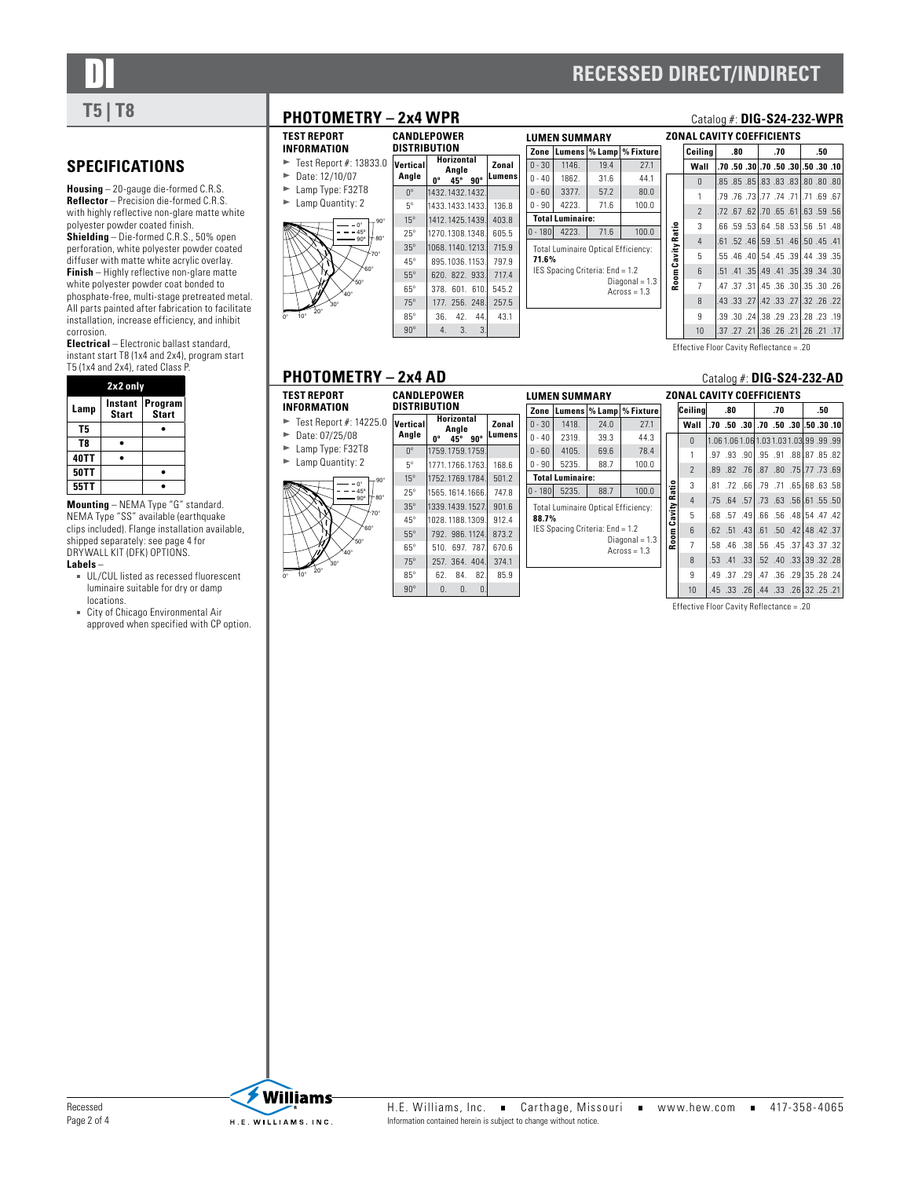# DI

# RECESSED DIRECT/INDIRECT

## T5 | T8

## SPECIFICATIONS

**Housing** – 20-gauge die-formed C.R.S.
**Reflector** – Precision die-formed C.R.S. with highly reflective non-glare matte white polyester powder coated finish.
**Shielding** – Die-formed C.R.S., 50% open perforation, white polyester powder coated diffuser with matte white acrylic overlay.
**Finish** – Highly reflective non-glare matte white polyester powder coat bonded to phosphate-free, multi-stage pretreated metal. All parts painted after fabrication to facilitate installation, increase efficiency, and inhibit corrosion.
**Electrical** – Electronic ballast standard, instant start T8 (1x4 and 2x4), program start T5 (1x4 and 2x4), rated Class P.

| 2x2 only | | |
|---|---|---|
| Lamp | Instant Start | Program Start |
| T5 | | • |
| T8 | • | |
| 40TT | • | |
| 50TT | | • |
| 55TT | | • |

**Mounting** – NEMA Type "G" standard. NEMA Type "SS" available (earthquake clips included). Flange installation available, shipped separately: see page 4 for DRYWALL KIT (DFK) OPTIONS.
**Labels** –

- UL/CUL listed as recessed fluorescent luminaire suitable for dry or damp locations.
- City of Chicago Environmental Air approved when specified with CP option.

## PHOTOMETRY – 2x4 WPR

Catalog #: **DIG-S24-232-WPR**

### TEST REPORT INFORMATION

- Test Report #: 13833.0
- Date: 12/10/07
- Lamp Type: F32T8
- Lamp Quantity: 2

### CANDLEPOWER DISTRIBUTION

| Vertical Angle | Horizontal Angle 0° | 45° | 90° | Zonal Lumens |
|---|---|---|---|---|
| 0° | 1432. | 1432. | 1432. | |
| 5° | 1433. | 1433. | 1433. | 136.8 |
| 15° | 1412. | 1425. | 1439. | 403.8 |
| 25° | 1270. | 1308. | 1348. | 605.5 |
| 35° | 1068. | 1140. | 1213. | 715.9 |
| 45° | 895. | 1036. | 1153. | 797.9 |
| 55° | 620. | 822. | 933. | 717.4 |
| 65° | 378. | 601. | 610. | 545.2 |
| 75° | 177. | 256. | 248. | 257.5 |
| 85° | 36. | 42. | 44. | 43.1 |
| 90° | 4. | 3. | 3. | |

### LUMEN SUMMARY

| Zone | Lumens | % Lamp | % Fixture |
|---|---|---|---|
| 0 - 30 | 1146. | 19.4 | 27.1 |
| 0 - 40 | 1862. | 31.6 | 44.1 |
| 0 - 60 | 3377. | 57.2 | 80.0 |
| 0 - 90 | 4223. | 71.6 | 100.0 |
| **Total Luminaire:** | | | |
| 0 - 180 | 4223. | 71.6 | 100.0 |

Total Luminaire Optical Efficiency: **71.6%**

IES Spacing Criteria: End = 1.2, Diagonal = 1.3, Across = 1.3

### ZONAL CAVITY COEFFICIENTS

| Room Cavity Ratio | Ceiling .80 Wall .70 | .50 | .30 | Ceiling .70 Wall .70 | .50 | .30 | Ceiling .50 Wall .50 | .30 | .10 |
|---|---|---|---|---|---|---|---|---|---|
| 0 | .85 | .85 | .85 | .83 | .83 | .83 | .80 | .80 | .80 |
| 1 | .79 | .76 | .73 | .77 | .74 | .71 | .71 | .69 | .67 |
| 2 | .72 | .67 | .62 | .70 | .65 | .61 | .63 | .59 | .56 |
| 3 | .66 | .59 | .53 | .64 | .58 | .53 | .56 | .51 | .48 |
| 4 | .61 | .52 | .46 | .59 | .51 | .46 | .50 | .45 | .41 |
| 5 | .55 | .46 | .40 | .54 | .45 | .39 | .44 | .39 | .35 |
| 6 | .51 | .41 | .35 | .49 | .41 | .35 | .39 | .34 | .30 |
| 7 | .47 | .37 | .31 | .45 | .36 | .30 | .35 | .30 | .26 |
| 8 | .43 | .33 | .27 | .42 | .33 | .27 | .32 | .26 | .22 |
| 9 | .39 | .30 | .24 | .38 | .29 | .23 | .28 | .23 | .19 |
| 10 | .37 | .27 | .21 | .36 | .26 | .21 | .26 | .21 | .17 |

Effective Floor Cavity Reflectance = .20

## PHOTOMETRY – 2x4 AD

Catalog #: **DIG-S24-232-AD**

### TEST REPORT INFORMATION

- Test Report #: 14225.0
- Date: 07/25/08
- Lamp Type: F32T8
- Lamp Quantity: 2

### CANDLEPOWER DISTRIBUTION

| Vertical Angle | Horizontal Angle 0° | 45° | 90° | Zonal Lumens |
|---|---|---|---|---|
| 0° | 1759. | 1759. | 1759. | |
| 5° | 1771. | 1766. | 1763. | 168.6 |
| 15° | 1752. | 1769. | 1784. | 501.2 |
| 25° | 1565. | 1614. | 1666. | 747.8 |
| 35° | 1339. | 1439. | 1527. | 901.6 |
| 45° | 1028. | 1188. | 1309. | 912.4 |
| 55° | 792. | 986. | 1124. | 873.2 |
| 65° | 510. | 697. | 787. | 670.6 |
| 75° | 257. | 364. | 404. | 374.1 |
| 85° | 62. | 84. | 82. | 85.9 |
| 90° | 0. | 0. | 0. | |

### LUMEN SUMMARY

| Zone | Lumens | % Lamp | % Fixture |
|---|---|---|---|
| 0 - 30 | 1418. | 24.0 | 27.1 |
| 0 - 40 | 2319. | 39.3 | 44.3 |
| 0 - 60 | 4105. | 69.6 | 78.4 |
| 0 - 90 | 5235. | 88.7 | 100.0 |
| **Total Luminaire:** | | | |
| 0 - 180 | 5235. | 88.7 | 100.0 |

Total Luminaire Optical Efficiency: **88.7%**

IES Spacing Criteria: End = 1.2, Diagonal = 1.3, Across = 1.3

### ZONAL CAVITY COEFFICIENTS

| Room Cavity Ratio | Ceiling .80 Wall .70 | .50 | .30 | Ceiling .70 Wall .70 | .50 | .30 | Ceiling .50 Wall .50 | .30 | .10 |
|---|---|---|---|---|---|---|---|---|---|
| 0 | 1.06 | 1.06 | 1.06 | 1.03 | 1.03 | 1.03 | .99 | .99 | .99 |
| 1 | .97 | .93 | .90 | .95 | .91 | .88 | .87 | .85 | .82 |
| 2 | .89 | .82 | .76 | .87 | .80 | .75 | .77 | .73 | .69 |
| 3 | .81 | .72 | .66 | .79 | .71 | .65 | .68 | .63 | .58 |
| 4 | .75 | .64 | .57 | .73 | .63 | .56 | .61 | .55 | .50 |
| 5 | .68 | .57 | .49 | .66 | .56 | .48 | .54 | .47 | .42 |
| 6 | .62 | .51 | .43 | .61 | .50 | .42 | .48 | .42 | .37 |
| 7 | .58 | .46 | .38 | .56 | .45 | .37 | .43 | .37 | .32 |
| 8 | .53 | .41 | .33 | .52 | .40 | .33 | .39 | .32 | .28 |
| 9 | .49 | .37 | .29 | .47 | .36 | .29 | .35 | .28 | .24 |
| 10 | .45 | .33 | .26 | .44 | .33 | .26 | .32 | .25 | .21 |

Effective Floor Cavity Reflectance = .20

H.E. Williams, Inc. ■ Carthage, Missouri ■ www.hew.com ■ 417-358-4065
Information contained herein is subject to change without notice.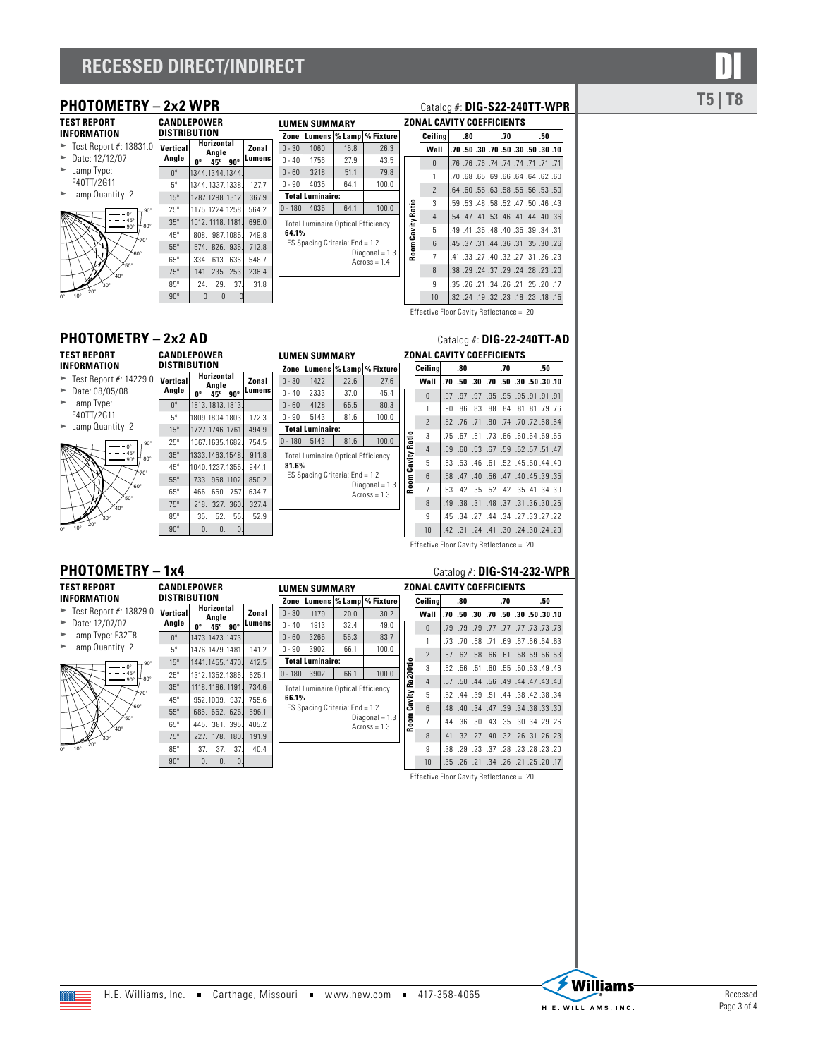# RECESSED DIRECT/INDIRECT

DI

T5 | T8

## PHOTOMETRY – 2x2 WPR

Catalog #: **DIG-S22-240TT-WPR**

### TEST REPORT INFORMATION

- Test Report #: 13831.0
- Date: 12/12/07
- Lamp Type: F40TT/2G11
- Lamp Quantity: 2

### CANDLEPOWER DISTRIBUTION

| Vertical Angle | Horizontal Angle 0° | 45° | 90° | Zonal Lumens |
|---|---|---|---|---|
| 0° | 1344. | 1344. | 1344. | |
| 5° | 1344. | 1337. | 1338. | 127.7 |
| 15° | 1287. | 1298. | 1312. | 367.9 |
| 25° | 1175. | 1224. | 1258. | 564.2 |
| 35° | 1012. | 1118. | 1181. | 696.0 |
| 45° | 808. | 987. | 1085. | 749.8 |
| 55° | 574. | 826. | 936. | 712.8 |
| 65° | 334. | 613. | 636. | 548.7 |
| 75° | 141. | 235. | 253. | 236.4 |
| 85° | 24. | 29. | 37. | 31.8 |
| 90° | 0 | 0 | 0 | |

### LUMEN SUMMARY

| Zone | Lumens | % Lamp | % Fixture |
|---|---|---|---|
| 0 - 30 | 1060. | 16.8 | 26.3 |
| 0 - 40 | 1756. | 27.9 | 43.5 |
| 0 - 60 | 3218. | 51.1 | 79.8 |
| 0 - 90 | 4035. | 64.1 | 100.0 |
| **Total Luminaire:** | | | |
| 0 - 180 | 4035. | 64.1 | 100.0 |

Total Luminaire Optical Efficiency: **64.1%**

IES Spacing Criteria: End = 1.2, Diagonal = 1.3, Across = 1.4

### ZONAL CAVITY COEFFICIENTS

| Ceiling | .80 | | | .70 | | | .50 | | |
|---|---|---|---|---|---|---|---|---|---|
| **Wall** | .70 | .50 | .30 | .70 | .50 | .30 | .50 | .30 | .10 |
| 0 | .76 | .76 | .76 | .74 | .74 | .74 | .71 | .71 | .71 |
| 1 | .70 | .68 | .65 | .69 | .66 | .64 | .64 | .62 | .60 |
| 2 | .64 | .60 | .55 | .63 | .58 | .55 | .56 | .53 | .50 |
| 3 | .59 | .53 | .48 | .58 | .52 | .47 | .50 | .46 | .43 |
| 4 | .54 | .47 | .41 | .53 | .46 | .41 | .44 | .40 | .36 |
| 5 | .49 | .41 | .35 | .48 | .40 | .35 | .39 | .34 | .31 |
| 6 | .45 | .37 | .31 | .44 | .36 | .31 | .35 | .30 | .26 |
| 7 | .41 | .33 | .27 | .40 | .32 | .27 | .31 | .26 | .23 |
| 8 | .38 | .29 | .24 | .37 | .29 | .24 | .28 | .23 | .20 |
| 9 | .35 | .26 | .21 | .34 | .26 | .21 | .25 | .20 | .17 |
| 10 | .32 | .24 | .19 | .32 | .23 | .18 | .23 | .18 | .15 |

Room Cavity Ratio (rows)

Effective Floor Cavity Reflectance = .20

## PHOTOMETRY – 2x2 AD

Catalog #: **DIG-22-240TT-AD**

### TEST REPORT INFORMATION

- Test Report #: 14229.0
- Date: 08/05/08
- Lamp Type: F40TT/2G11
- Lamp Quantity: 2

### CANDLEPOWER DISTRIBUTION

| Vertical Angle | Horizontal Angle 0° | 45° | 90° | Zonal Lumens |
|---|---|---|---|---|
| 0° | 1813. | 1813. | 1813. | |
| 5° | 1809. | 1804. | 1803. | 172.3 |
| 15° | 1727. | 1746. | 1761. | 494.9 |
| 25° | 1567. | 1635. | 1682. | 754.5 |
| 35° | 1333. | 1463. | 1548. | 911.8 |
| 45° | 1040. | 1237. | 1355. | 944.1 |
| 55° | 733. | 968. | 1102. | 850.2 |
| 65° | 466. | 660. | 757. | 634.7 |
| 75° | 218. | 327. | 360. | 327.4 |
| 85° | 35. | 52. | 55. | 52.9 |
| 90° | 0. | 0. | 0. | |

### LUMEN SUMMARY

| Zone | Lumens | % Lamp | % Fixture |
|---|---|---|---|
| 0 - 30 | 1422. | 22.6 | 27.6 |
| 0 - 40 | 2333. | 37.0 | 45.4 |
| 0 - 60 | 4128. | 65.5 | 80.3 |
| 0 - 90 | 5143. | 81.6 | 100.0 |
| **Total Luminaire:** | | | |
| 0 - 180 | 5143. | 81.6 | 100.0 |

Total Luminaire Optical Efficiency: **81.6%**

IES Spacing Criteria: End = 1.2, Diagonal = 1.3, Across = 1.3

### ZONAL CAVITY COEFFICIENTS

| Ceiling | .80 | | | .70 | | | .50 | | |
|---|---|---|---|---|---|---|---|---|---|
| **Wall** | .70 | .50 | .30 | .70 | .50 | .30 | .50 | .30 | .10 |
| 0 | .97 | .97 | .97 | .95 | .95 | .95 | .91 | .91 | .91 |
| 1 | .90 | .86 | .83 | .88 | .84 | .81 | .81 | .79 | .76 |
| 2 | .82 | .76 | .71 | .80 | .74 | .70 | .72 | .68 | .64 |
| 3 | .75 | .67 | .61 | .73 | .66 | .60 | .64 | .59 | .55 |
| 4 | .69 | .60 | .53 | .67 | .59 | .52 | .57 | .51 | .47 |
| 5 | .63 | .53 | .46 | .61 | .52 | .45 | .50 | .44 | .40 |
| 6 | .58 | .47 | .40 | .56 | .47 | .40 | .45 | .39 | .35 |
| 7 | .53 | .42 | .35 | .52 | .42 | .35 | .41 | .34 | .30 |
| 8 | .49 | .38 | .31 | .48 | .37 | .31 | .36 | .30 | .26 |
| 9 | .45 | .34 | .27 | .44 | .34 | .27 | .33 | .27 | .22 |
| 10 | .42 | .31 | .24 | .41 | .30 | .24 | .30 | .24 | .20 |

Room Cavity Ratio (rows)

Effective Floor Cavity Reflectance = .20

## PHOTOMETRY – 1x4

Catalog #: **DIG-S14-232-WPR**

### TEST REPORT INFORMATION

- Test Report #: 13829.0
- Date: 12/07/07
- Lamp Type: F32T8
- Lamp Quantity: 2

### CANDLEPOWER DISTRIBUTION

| Vertical Angle | Horizontal Angle 0° | 45° | 90° | Zonal Lumens |
|---|---|---|---|---|
| 0° | 1473. | 1473. | 1473. | |
| 5° | 1476. | 1479. | 1481. | 141.2 |
| 15° | 1441. | 1455. | 1470. | 412.5 |
| 25° | 1312. | 1352. | 1386. | 625.1 |
| 35° | 1118. | 1186. | 1191. | 734.6 |
| 45° | 952. | 1009. | 937. | 755.6 |
| 55° | 686. | 662. | 625. | 596.1 |
| 65° | 445. | 381. | 395. | 405.2 |
| 75° | 227. | 178. | 180. | 191.9 |
| 85° | 37. | 37. | 37. | 40.4 |
| 90° | 0. | 0. | 0. | |

### LUMEN SUMMARY

| Zone | Lumens | % Lamp | % Fixture |
|---|---|---|---|
| 0 - 30 | 1179. | 20.0 | 30.2 |
| 0 - 40 | 1913. | 32.4 | 49.0 |
| 0 - 60 | 3265. | 55.3 | 83.7 |
| 0 - 90 | 3902. | 66.1 | 100.0 |
| **Total Luminaire:** | | | |
| 0 - 180 | 3902. | 66.1 | 100.0 |

Total Luminaire Optical Efficiency: **66.1%**

IES Spacing Criteria: End = 1.2, Diagonal = 1.3, Across = 1.3

### ZONAL CAVITY COEFFICIENTS

| Ceiling | .80 | | | .70 | | | .50 | | |
|---|---|---|---|---|---|---|---|---|---|
| **Wall** | .70 | .50 | .30 | .70 | .50 | .30 | .50 | .30 | .10 |
| 0 | .79 | .79 | .79 | .77 | .77 | .77 | .73 | .73 | .73 |
| 1 | .73 | .70 | .68 | .71 | .69 | .67 | .66 | .64 | .63 |
| 2 | .67 | .62 | .58 | .66 | .61 | .58 | .59 | .56 | .53 |
| 3 | .62 | .56 | .51 | .60 | .55 | .50 | .53 | .49 | .46 |
| 4 | .57 | .50 | .44 | .56 | .49 | .44 | .47 | .43 | .40 |
| 5 | .52 | .44 | .39 | .51 | .44 | .38 | .42 | .38 | .34 |
| 6 | .48 | .40 | .34 | .47 | .39 | .34 | .38 | .33 | .30 |
| 7 | .44 | .36 | .30 | .43 | .35 | .30 | .34 | .29 | .26 |
| 8 | .41 | .32 | .27 | .40 | .32 | .26 | .31 | .26 | .23 |
| 9 | .38 | .29 | .23 | .37 | .28 | .23 | .28 | .23 | .20 |
| 10 | .35 | .26 | .21 | .34 | .26 | .21 | .25 | .20 | .17 |

Room Cavity Ra200tio (rows)

Effective Floor Cavity Reflectance = .20

H.E. Williams, Inc. ■ Carthage, Missouri ■ www.hew.com ■ 417-358-4065

Recessed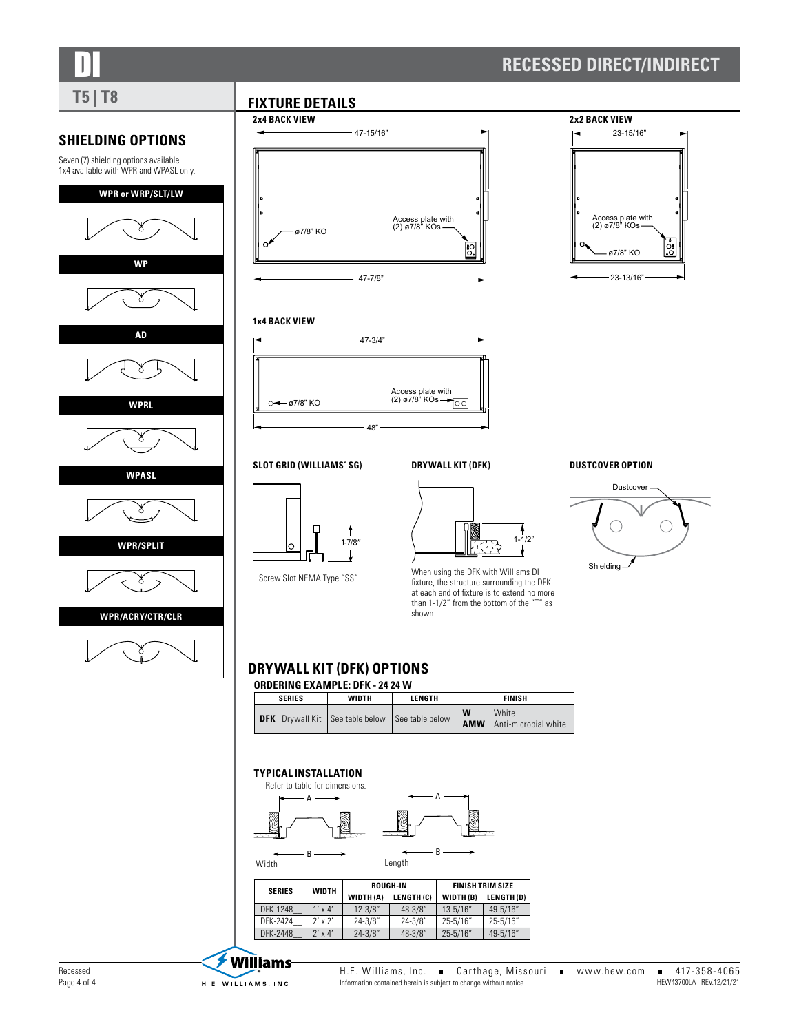# DI

## RECESSED DIRECT/INDIRECT

## T5 | T8

## SHIELDING OPTIONS

Seven (7) shielding options available.
1x4 available with WPR and WPASL only.

WPR or WRP/SLT/LW

WP

AD

WPRL

WPASL

WPR/SPLIT

WPR/ACRY/CTR/CLR

## FIXTURE DETAILS

### 2x4 BACK VIEW

47-15/16"

Access plate with (2) ø7/8" KOs

ø7/8" KO

47-7/8"

### 2x2 BACK VIEW

23-15/16"

Access plate with (2) ø7/8" KOs

ø7/8" KO

23-13/16"

### 1x4 BACK VIEW

47-3/4"

Access plate with (2) ø7/8" KOs

ø7/8" KO

48"

### SLOT GRID (WILLIAMS' SG)

1-7/8"

Screw Slot NEMA Type "SS"

### DRYWALL KIT (DFK)

1-1/2"

When using the DFK with Williams DI fixture, the structure surrounding the DFK at each end of fixture is to extend no more than 1-1/2" from the bottom of the "T" as shown.

### DUSTCOVER OPTION

Dustcover

Shielding

## DRYWALL KIT (DFK) OPTIONS

**ORDERING EXAMPLE: DFK - 24 24 W**

| SERIES | WIDTH | LENGTH | FINISH |
|---|---|---|---|
| **DFK** Drywall Kit | See table below | See table below | **W** White<br>**AMW** Anti-microbial white |

### TYPICAL INSTALLATION

Refer to table for dimensions.

A

B

Width

A

B

Length

| SERIES | WIDTH | ROUGH-IN | | FINISH TRIM SIZE | |
|---|---|---|---|---|---|
| | | WIDTH (A) | LENGTH (C) | WIDTH (B) | LENGTH (D) |
| DFK-1248__ | 1' x 4' | 12-3/8" | 48-3/8" | 13-5/16" | 49-5/16" |
| DFK-2424__ | 2' x 2' | 24-3/8" | 24-3/8" | 25-5/16" | 25-5/16" |
| DFK-2448__ | 2' x 4' | 24-3/8" | 48-3/8" | 25-5/16" | 49-5/16" |

Recessed

H.E. Williams, Inc. ■ Carthage, Missouri ■ www.hew.com ■ 417-358-4065

Information contained herein is subject to change without notice. HEW43700LA REV.12/21/21